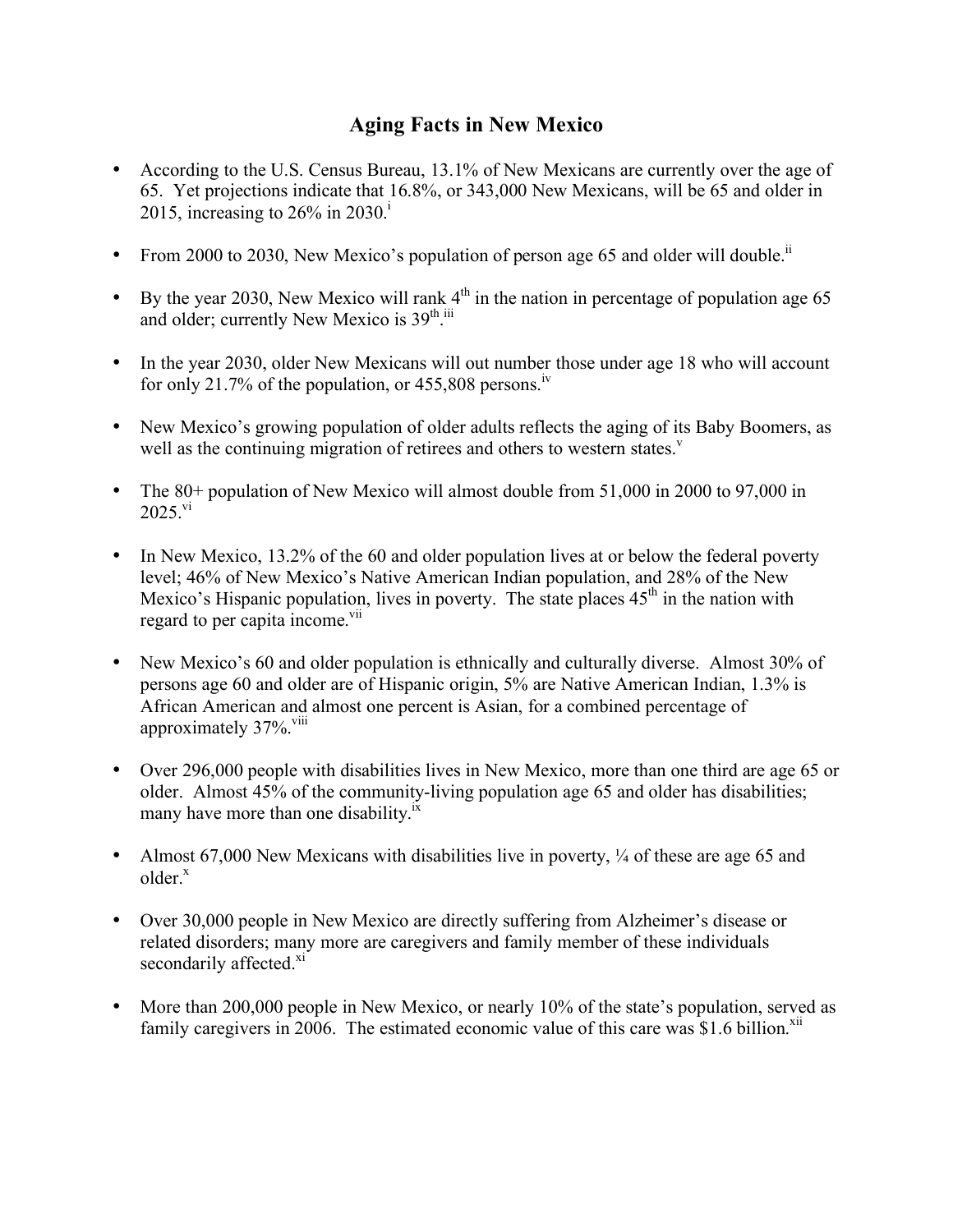# Aging Facts in New Mexico

- According to the U.S. Census Bureau, 13.1% of New Mexicans are currently over the age of 65. Yet projections indicate that 16.8%, or 343,000 New Mexicans, will be 65 and older in 2015, increasing to 26% in 2030.[i]

- From 2000 to 2030, New Mexico's population of person age 65 and older will double.[ii]

- By the year 2030, New Mexico will rank 4th in the nation in percentage of population age 65 and older; currently New Mexico is 39th.[iii]

- In the year 2030, older New Mexicans will out number those under age 18 who will account for only 21.7% of the population, or 455,808 persons.[iv]

- New Mexico's growing population of older adults reflects the aging of its Baby Boomers, as well as the continuing migration of retirees and others to western states.[v]

- The 80+ population of New Mexico will almost double from 51,000 in 2000 to 97,000 in 2025.[vi]

- In New Mexico, 13.2% of the 60 and older population lives at or below the federal poverty level; 46% of New Mexico's Native American Indian population, and 28% of the New Mexico's Hispanic population, lives in poverty. The state places 45th in the nation with regard to per capita income.[vii]

- New Mexico's 60 and older population is ethnically and culturally diverse. Almost 30% of persons age 60 and older are of Hispanic origin, 5% are Native American Indian, 1.3% is African American and almost one percent is Asian, for a combined percentage of approximately 37%.[viii]

- Over 296,000 people with disabilities lives in New Mexico, more than one third are age 65 or older. Almost 45% of the community-living population age 65 and older has disabilities; many have more than one disability.[ix]

- Almost 67,000 New Mexicans with disabilities live in poverty, ¼ of these are age 65 and older.[x]

- Over 30,000 people in New Mexico are directly suffering from Alzheimer's disease or related disorders; many more are caregivers and family member of these individuals secondarily affected.[xi]

- More than 200,000 people in New Mexico, or nearly 10% of the state's population, served as family caregivers in 2006. The estimated economic value of this care was $1.6 billion.[xii]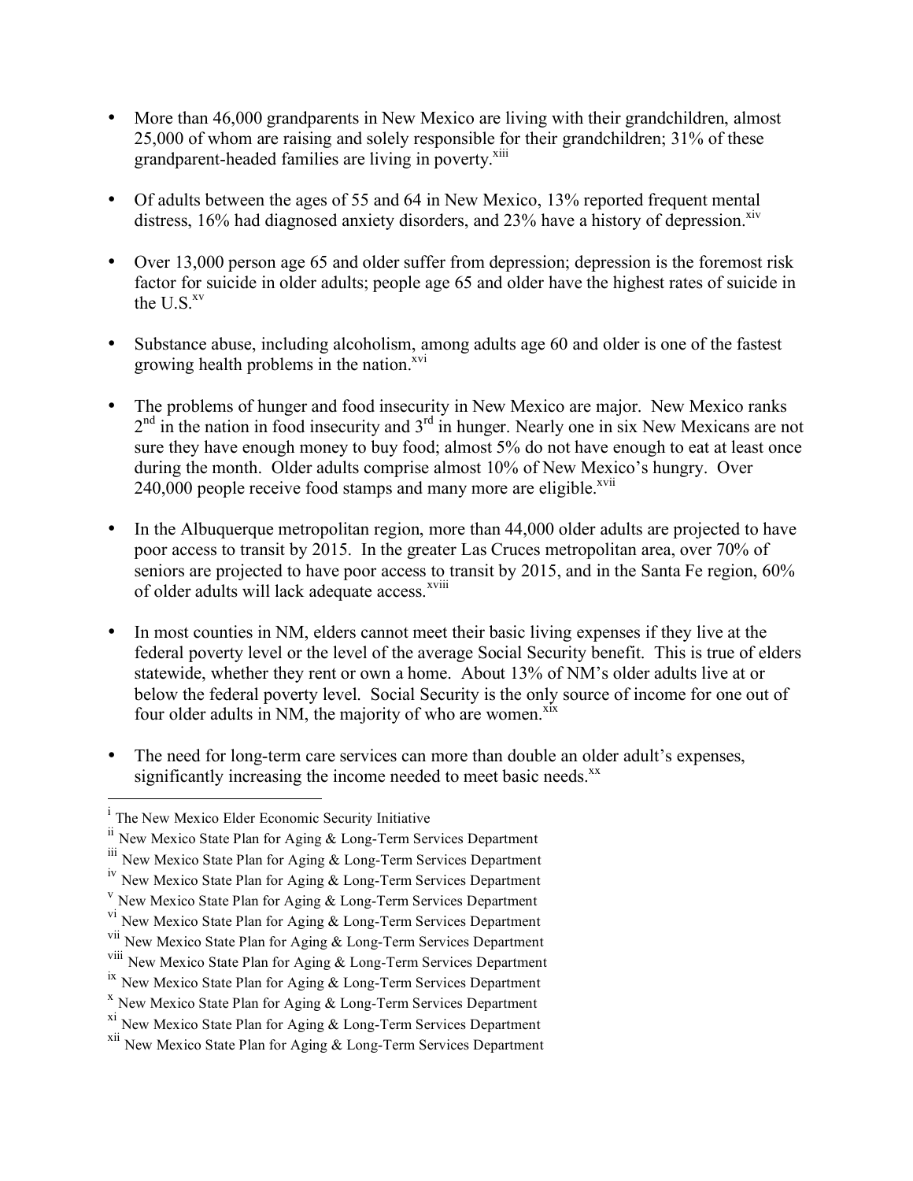- More than 46,000 grandparents in New Mexico are living with their grandchildren, almost 25,000 of whom are raising and solely responsible for their grandchildren; 31% of these grandparent-headed families are living in poverty.[xiii]

- Of adults between the ages of 55 and 64 in New Mexico, 13% reported frequent mental distress, 16% had diagnosed anxiety disorders, and 23% have a history of depression.[xiv]

- Over 13,000 person age 65 and older suffer from depression; depression is the foremost risk factor for suicide in older adults; people age 65 and older have the highest rates of suicide in the U.S.[xv]

- Substance abuse, including alcoholism, among adults age 60 and older is one of the fastest growing health problems in the nation.[xvi]

- The problems of hunger and food insecurity in New Mexico are major. New Mexico ranks 2nd in the nation in food insecurity and 3rd in hunger. Nearly one in six New Mexicans are not sure they have enough money to buy food; almost 5% do not have enough to eat at least once during the month. Older adults comprise almost 10% of New Mexico's hungry. Over 240,000 people receive food stamps and many more are eligible.[xvii]

- In the Albuquerque metropolitan region, more than 44,000 older adults are projected to have poor access to transit by 2015. In the greater Las Cruces metropolitan area, over 70% of seniors are projected to have poor access to transit by 2015, and in the Santa Fe region, 60% of older adults will lack adequate access.[xviii]

- In most counties in NM, elders cannot meet their basic living expenses if they live at the federal poverty level or the level of the average Social Security benefit. This is true of elders statewide, whether they rent or own a home. About 13% of NM's older adults live at or below the federal poverty level. Social Security is the only source of income for one out of four older adults in NM, the majority of who are women.[xix]

- The need for long-term care services can more than double an older adult's expenses, significantly increasing the income needed to meet basic needs.[xx]

---

[i] The New Mexico Elder Economic Security Initiative
[ii] New Mexico State Plan for Aging & Long-Term Services Department
[iii] New Mexico State Plan for Aging & Long-Term Services Department
[iv] New Mexico State Plan for Aging & Long-Term Services Department
[v] New Mexico State Plan for Aging & Long-Term Services Department
[vi] New Mexico State Plan for Aging & Long-Term Services Department
[vii] New Mexico State Plan for Aging & Long-Term Services Department
[viii] New Mexico State Plan for Aging & Long-Term Services Department
[ix] New Mexico State Plan for Aging & Long-Term Services Department
[x] New Mexico State Plan for Aging & Long-Term Services Department
[xi] New Mexico State Plan for Aging & Long-Term Services Department
[xii] New Mexico State Plan for Aging & Long-Term Services Department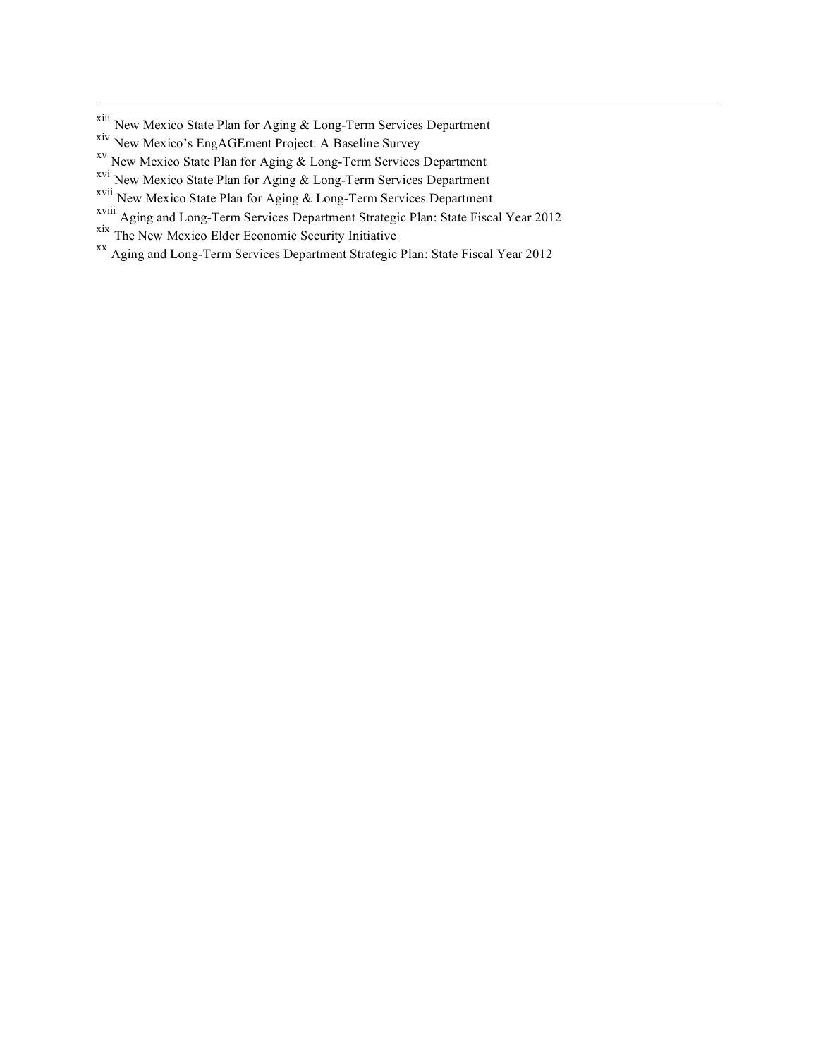[xiii] New Mexico State Plan for Aging & Long-Term Services Department

[xiv] New Mexico's EngAGEment Project: A Baseline Survey

[xv] New Mexico State Plan for Aging & Long-Term Services Department

[xvi] New Mexico State Plan for Aging & Long-Term Services Department

[xvii] New Mexico State Plan for Aging & Long-Term Services Department

[xviii] Aging and Long-Term Services Department Strategic Plan: State Fiscal Year 2012

[xix] The New Mexico Elder Economic Security Initiative

[xx] Aging and Long-Term Services Department Strategic Plan: State Fiscal Year 2012